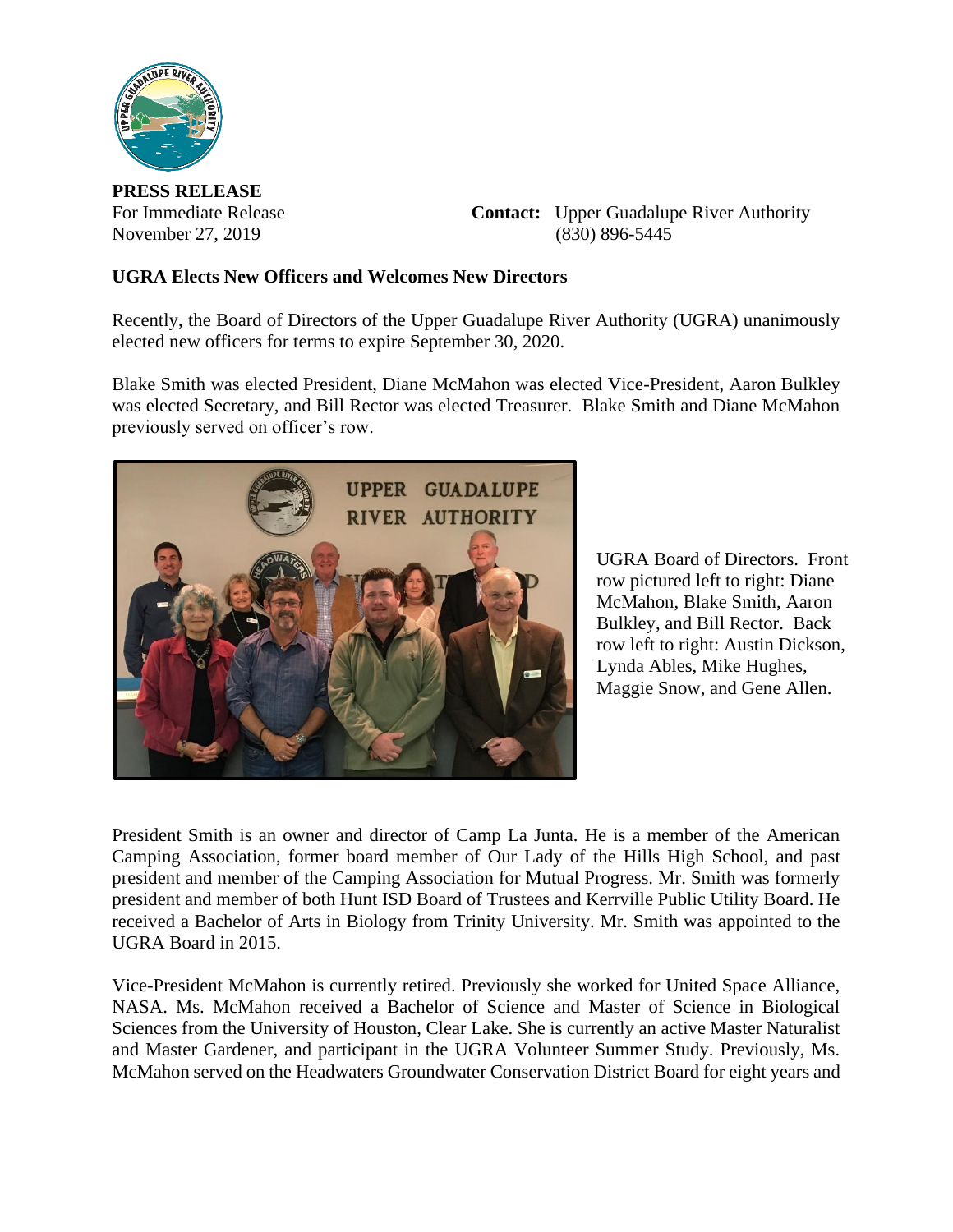**PRESS RELEASE**

For Immediate Release
November 27, 2019

**Contact:** Upper Guadalupe River Authority
(830) 896-5445

**UGRA Elects New Officers and Welcomes New Directors**

Recently, the Board of Directors of the Upper Guadalupe River Authority (UGRA) unanimously elected new officers for terms to expire September 30, 2020.

Blake Smith was elected President, Diane McMahon was elected Vice-President, Aaron Bulkley was elected Secretary, and Bill Rector was elected Treasurer. Blake Smith and Diane McMahon previously served on officer's row.

UGRA Board of Directors. Front row pictured left to right: Diane McMahon, Blake Smith, Aaron Bulkley, and Bill Rector. Back row left to right: Austin Dickson, Lynda Ables, Mike Hughes, Maggie Snow, and Gene Allen.

President Smith is an owner and director of Camp La Junta. He is a member of the American Camping Association, former board member of Our Lady of the Hills High School, and past president and member of the Camping Association for Mutual Progress. Mr. Smith was formerly president and member of both Hunt ISD Board of Trustees and Kerrville Public Utility Board. He received a Bachelor of Arts in Biology from Trinity University. Mr. Smith was appointed to the UGRA Board in 2015.

Vice-President McMahon is currently retired. Previously she worked for United Space Alliance, NASA. Ms. McMahon received a Bachelor of Science and Master of Science in Biological Sciences from the University of Houston, Clear Lake. She is currently an active Master Naturalist and Master Gardener, and participant in the UGRA Volunteer Summer Study. Previously, Ms. McMahon served on the Headwaters Groundwater Conservation District Board for eight years and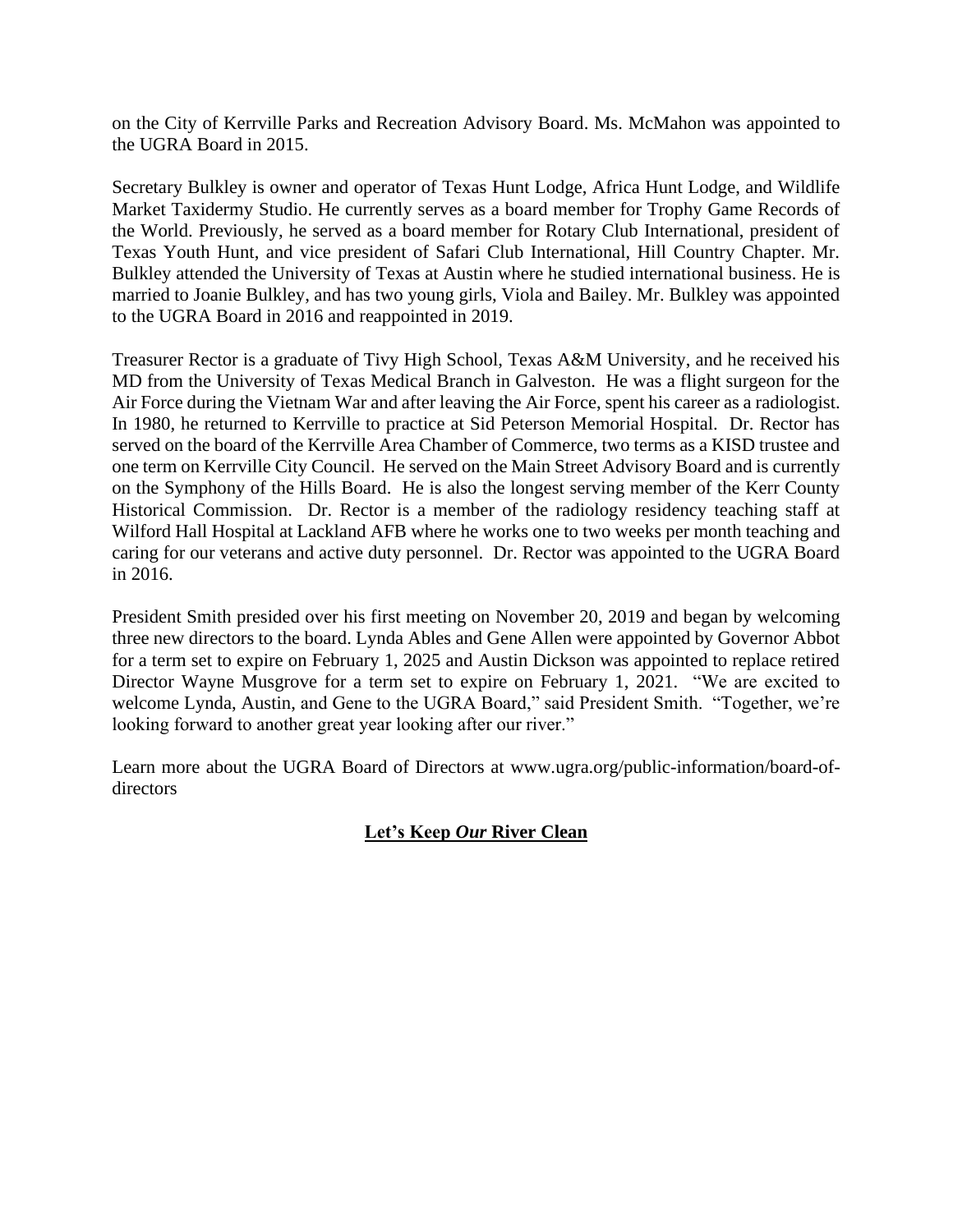on the City of Kerrville Parks and Recreation Advisory Board. Ms. McMahon was appointed to the UGRA Board in 2015.

Secretary Bulkley is owner and operator of Texas Hunt Lodge, Africa Hunt Lodge, and Wildlife Market Taxidermy Studio. He currently serves as a board member for Trophy Game Records of the World. Previously, he served as a board member for Rotary Club International, president of Texas Youth Hunt, and vice president of Safari Club International, Hill Country Chapter. Mr. Bulkley attended the University of Texas at Austin where he studied international business. He is married to Joanie Bulkley, and has two young girls, Viola and Bailey. Mr. Bulkley was appointed to the UGRA Board in 2016 and reappointed in 2019.

Treasurer Rector is a graduate of Tivy High School, Texas A&M University, and he received his MD from the University of Texas Medical Branch in Galveston. He was a flight surgeon for the Air Force during the Vietnam War and after leaving the Air Force, spent his career as a radiologist. In 1980, he returned to Kerrville to practice at Sid Peterson Memorial Hospital. Dr. Rector has served on the board of the Kerrville Area Chamber of Commerce, two terms as a KISD trustee and one term on Kerrville City Council. He served on the Main Street Advisory Board and is currently on the Symphony of the Hills Board. He is also the longest serving member of the Kerr County Historical Commission. Dr. Rector is a member of the radiology residency teaching staff at Wilford Hall Hospital at Lackland AFB where he works one to two weeks per month teaching and caring for our veterans and active duty personnel. Dr. Rector was appointed to the UGRA Board in 2016.

President Smith presided over his first meeting on November 20, 2019 and began by welcoming three new directors to the board. Lynda Ables and Gene Allen were appointed by Governor Abbot for a term set to expire on February 1, 2025 and Austin Dickson was appointed to replace retired Director Wayne Musgrove for a term set to expire on February 1, 2021. "We are excited to welcome Lynda, Austin, and Gene to the UGRA Board," said President Smith. "Together, we're looking forward to another great year looking after our river."

Learn more about the UGRA Board of Directors at www.ugra.org/public-information/board-of-directors

**Let's Keep *Our* River Clean**